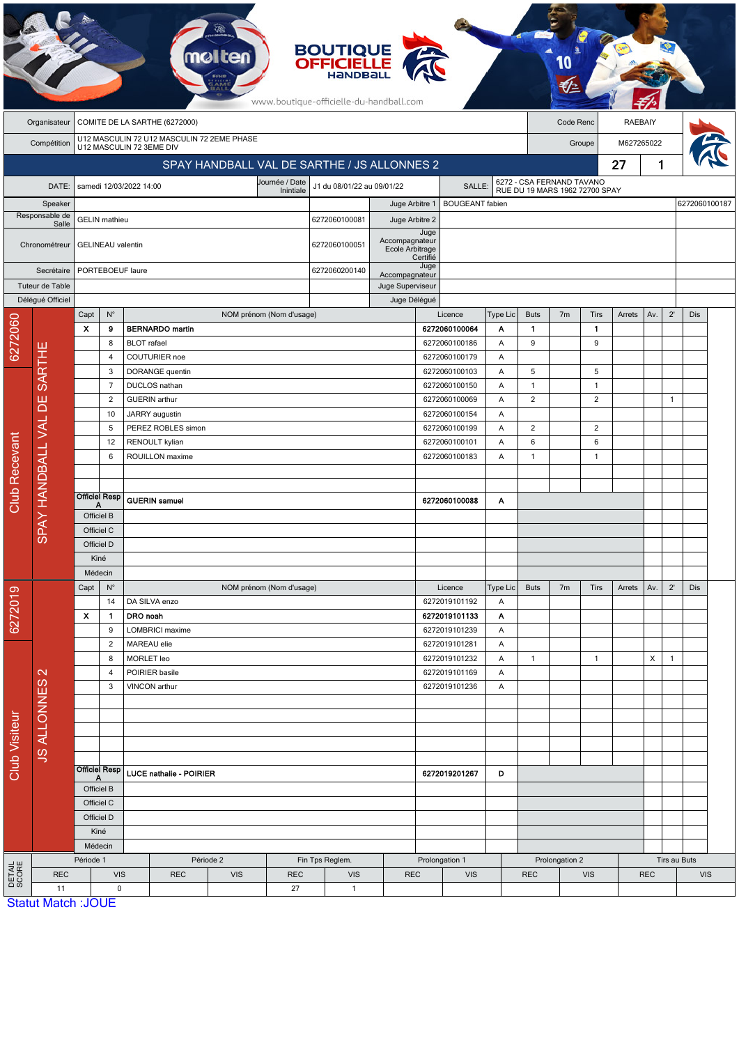BOUTIQUE OFFICIELLE HANDBALL

www.boutique-officielle-du-handball.com

| | | | |
|---|---|---|---|
| Organisateur | COMITE DE LA SARTHE (6272000) | Code Renc | RAEBAIY |
| Compétition | U12 MASCULIN 72 U12 MASCULIN 72 2EME PHASE U12 MASCULIN 72 3EME DIV | Groupe | M627265022 |

## SPAY HANDBALL VAL DE SARTHE / JS ALLONNES 2 — 27 / 1

| | | | | | |
|---|---|---|---|---|---|
| DATE: | samedi 12/03/2022 14:00 | Journée / Date Inintiale | J1 du 08/01/22 au 09/01/22 | SALLE: | 6272 - CSA FERNAND TAVANO RUE DU 19 MARS 1962 72700 SPAY |

| | | | | | |
|---|---|---|---|---|---|
| Speaker | | | Juge Arbitre 1 | BOUGEANT fabien | 6272060100187 |
| Responsable de Salle | GELIN mathieu | 6272060100081 | Juge Arbitre 2 | | |
| Chronométreur | GELINEAU valentin | 6272060100051 | Juge Accompagnateur Ecole Arbitrage Certifié | | |
| Secrétaire | PORTEBOEUF laure | 6272060200140 | Juge Accompagnateur | | |
| Tuteur de Table | | | Juge Superviseur | | |
| Délégué Officiel | | | Juge Délégué | | |

### Club Recevant — 6272060 — SPAY HANDBALL VAL DE SARTHE

| Capt | N° | NOM prénom (Nom d'usage) | Licence | Type Lic | Buts | 7m | Tirs | Arrets | Av. | 2' | Dis |
|---|---|---|---|---|---|---|---|---|---|---|---|
| X | 9 | **BERNARDO martin** | **6272060100064** | **A** | **1** | | **1** | | | | |
| | 8 | BLOT rafael | 6272060100186 | A | 9 | | 9 | | | | |
| | 4 | COUTURIER noe | 6272060100179 | A | | | | | | | |
| | 3 | DORANGE quentin | 6272060100103 | A | 5 | | 5 | | | | |
| | 7 | DUCLOS nathan | 6272060100150 | A | 1 | | 1 | | | | |
| | 2 | GUERIN arthur | 6272060100069 | A | 2 | | 2 | | | 1 | |
| | 10 | JARRY augustin | 6272060100154 | A | | | | | | | |
| | 5 | PEREZ ROBLES simon | 6272060100199 | A | 2 | | 2 | | | | |
| | 12 | RENOULT kylian | 6272060100101 | A | 6 | | 6 | | | | |
| | 6 | ROUILLON maxime | 6272060100183 | A | 1 | | 1 | | | | |
| Officiel Resp A | | **GUERIN samuel** | **6272060100088** | **A** | | | | | | | |
| Officiel B | | | | | | | | | | | |
| Officiel C | | | | | | | | | | | |
| Officiel D | | | | | | | | | | | |
| Kiné | | | | | | | | | | | |
| Médecin | | | | | | | | | | | |

### Club Visiteur — 6272019 — JS ALLONNES 2

| Capt | N° | NOM prénom (Nom d'usage) | Licence | Type Lic | Buts | 7m | Tirs | Arrets | Av. | 2' | Dis |
|---|---|---|---|---|---|---|---|---|---|---|---|
| | 14 | DA SILVA enzo | 6272019101192 | A | | | | | | | |
| X | 1 | **DRO noah** | **6272019101133** | **A** | | | | | | | |
| | 9 | LOMBRICI maxime | 6272019101239 | A | | | | | | | |
| | 2 | MAREAU elie | 6272019101281 | A | | | | | | | |
| | 8 | MORLET leo | 6272019101232 | A | 1 | | 1 | | X | 1 | |
| | 4 | POIRIER basile | 6272019101169 | A | | | | | | | |
| | 3 | VINCON arthur | 6272019101236 | A | | | | | | | |
| Officiel Resp A | | **LUCE nathalie - POIRIER** | **6272019201267** | **D** | | | | | | | |
| Officiel B | | | | | | | | | | | |
| Officiel C | | | | | | | | | | | |
| Officiel D | | | | | | | | | | | |
| Kiné | | | | | | | | | | | |
| Médecin | | | | | | | | | | | |

### DETAIL SCORE

| Période 1 | | Période 2 | | Fin Tps Reglem. | | Prolongation 1 | | Prolongation 2 | | Tirs au Buts | |
|---|---|---|---|---|---|---|---|---|---|---|---|
| REC | VIS | REC | VIS | REC | VIS | REC | VIS | REC | VIS | REC | VIS |
| 11 | 0 | | | 27 | 1 | | | | | | |

Statut Match :JOUE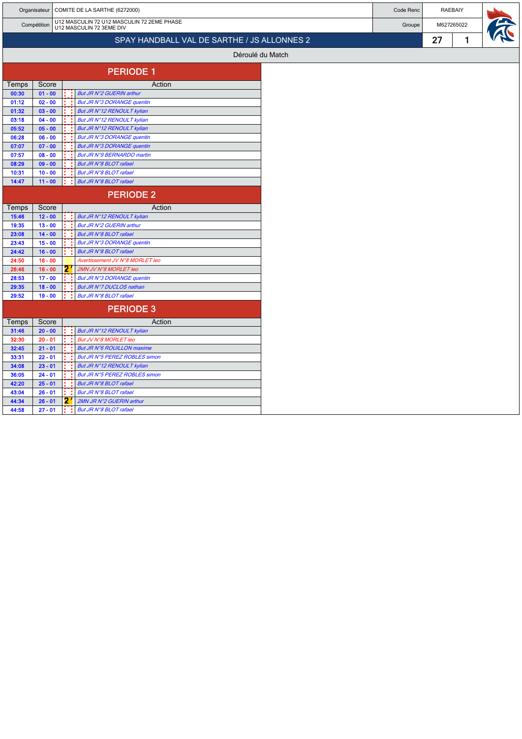| Organisateur | COMITE DE LA SARTHE (6272000) | Code Renc | RAEBAIY |
|---|---|---|---|
| Compétition | U12 MASCULIN 72 U12 MASCULIN 72 2EME PHASE U12 MASCULIN 72 3EME DIV | Groupe | M627265022 |

| SPAY HANDBALL VAL DE SARTHE / JS ALLONNES 2 | 27 | 1 |
|---|---|---|

## Déroulé du Match

### PERIODE 1

| Temps | Score | Action |
|---|---|---|
| 00:30 | 01 - 00 | But JR N°2 GUERIN arthur |
| 01:12 | 02 - 00 | But JR N°3 DORANGE quentin |
| 01:32 | 03 - 00 | But JR N°12 RENOULT kylian |
| 03:18 | 04 - 00 | But JR N°12 RENOULT kylian |
| 05:52 | 05 - 00 | But JR N°12 RENOULT kylian |
| 06:28 | 06 - 00 | But JR N°3 DORANGE quentin |
| 07:07 | 07 - 00 | But JR N°3 DORANGE quentin |
| 07:57 | 08 - 00 | But JR N°9 BERNARDO martin |
| 08:29 | 09 - 00 | But JR N°8 BLOT rafael |
| 10:31 | 10 - 00 | But JR N°8 BLOT rafael |
| 14:47 | 11 - 00 | But JR N°8 BLOT rafael |

### PERIODE 2

| Temps | Score | Action |
|---|---|---|
| 15:46 | 12 - 00 | But JR N°12 RENOULT kylian |
| 19:35 | 13 - 00 | But JR N°2 GUERIN arthur |
| 23:08 | 14 - 00 | But JR N°8 BLOT rafael |
| 23:43 | 15 - 00 | But JR N°3 DORANGE quentin |
| 24:42 | 16 - 00 | But JR N°8 BLOT rafael |
| 24:50 | 16 - 00 | Avertissement JV N°8 MORLET leo |
| 26:46 | 16 - 00 | 2MN JV N°8 MORLET leo |
| 28:53 | 17 - 00 | But JR N°3 DORANGE quentin |
| 29:35 | 18 - 00 | But JR N°7 DUCLOS nathan |
| 29:52 | 19 - 00 | But JR N°8 BLOT rafael |

### PERIODE 3

| Temps | Score | Action |
|---|---|---|
| 31:46 | 20 - 00 | But JR N°12 RENOULT kylian |
| 32:30 | 20 - 01 | But JV N°8 MORLET leo |
| 32:45 | 21 - 01 | But JR N°6 ROUILLON maxime |
| 33:31 | 22 - 01 | But JR N°5 PEREZ ROBLES simon |
| 34:08 | 23 - 01 | But JR N°12 RENOULT kylian |
| 36:05 | 24 - 01 | But JR N°5 PEREZ ROBLES simon |
| 42:20 | 25 - 01 | But JR N°8 BLOT rafael |
| 43:04 | 26 - 01 | But JR N°8 BLOT rafael |
| 44:34 | 26 - 01 | 2MN JR N°2 GUERIN arthur |
| 44:58 | 27 - 01 | But JR N°8 BLOT rafael |